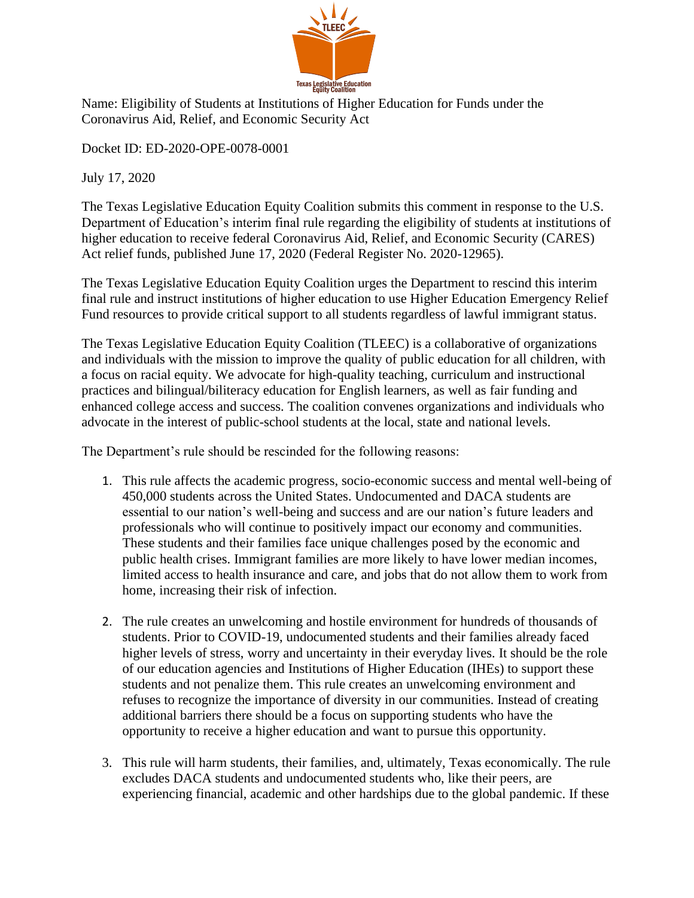TLEEC

Texas Legislative Education Equity Coalition

Name: Eligibility of Students at Institutions of Higher Education for Funds under the Coronavirus Aid, Relief, and Economic Security Act

Docket ID: ED-2020-OPE-0078-0001

July 17, 2020

The Texas Legislative Education Equity Coalition submits this comment in response to the U.S. Department of Education's interim final rule regarding the eligibility of students at institutions of higher education to receive federal Coronavirus Aid, Relief, and Economic Security (CARES) Act relief funds, published June 17, 2020 (Federal Register No. 2020-12965).

The Texas Legislative Education Equity Coalition urges the Department to rescind this interim final rule and instruct institutions of higher education to use Higher Education Emergency Relief Fund resources to provide critical support to all students regardless of lawful immigrant status.

The Texas Legislative Education Equity Coalition (TLEEC) is a collaborative of organizations and individuals with the mission to improve the quality of public education for all children, with a focus on racial equity. We advocate for high-quality teaching, curriculum and instructional practices and bilingual/biliteracy education for English learners, as well as fair funding and enhanced college access and success. The coalition convenes organizations and individuals who advocate in the interest of public-school students at the local, state and national levels.

The Department's rule should be rescinded for the following reasons:

1. This rule affects the academic progress, socio-economic success and mental well-being of 450,000 students across the United States. Undocumented and DACA students are essential to our nation's well-being and success and are our nation's future leaders and professionals who will continue to positively impact our economy and communities. These students and their families face unique challenges posed by the economic and public health crises. Immigrant families are more likely to have lower median incomes, limited access to health insurance and care, and jobs that do not allow them to work from home, increasing their risk of infection.

2. The rule creates an unwelcoming and hostile environment for hundreds of thousands of students. Prior to COVID-19, undocumented students and their families already faced higher levels of stress, worry and uncertainty in their everyday lives. It should be the role of our education agencies and Institutions of Higher Education (IHEs) to support these students and not penalize them. This rule creates an unwelcoming environment and refuses to recognize the importance of diversity in our communities. Instead of creating additional barriers there should be a focus on supporting students who have the opportunity to receive a higher education and want to pursue this opportunity.

3. This rule will harm students, their families, and, ultimately, Texas economically. The rule excludes DACA students and undocumented students who, like their peers, are experiencing financial, academic and other hardships due to the global pandemic. If these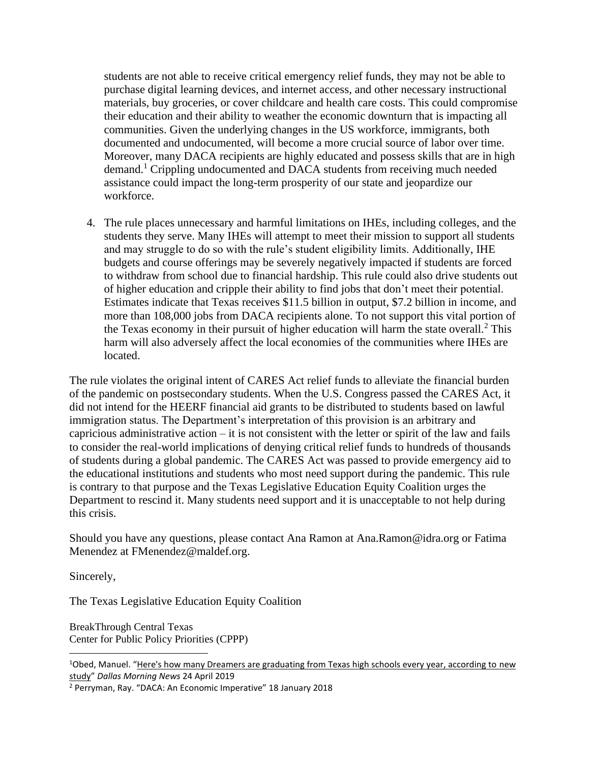students are not able to receive critical emergency relief funds, they may not be able to purchase digital learning devices, and internet access, and other necessary instructional materials, buy groceries, or cover childcare and health care costs. This could compromise their education and their ability to weather the economic downturn that is impacting all communities. Given the underlying changes in the US workforce, immigrants, both documented and undocumented, will become a more crucial source of labor over time. Moreover, many DACA recipients are highly educated and possess skills that are in high demand.[1] Crippling undocumented and DACA students from receiving much needed assistance could impact the long-term prosperity of our state and jeopardize our workforce.

4. The rule places unnecessary and harmful limitations on IHEs, including colleges, and the students they serve. Many IHEs will attempt to meet their mission to support all students and may struggle to do so with the rule's student eligibility limits. Additionally, IHE budgets and course offerings may be severely negatively impacted if students are forced to withdraw from school due to financial hardship. This rule could also drive students out of higher education and cripple their ability to find jobs that don't meet their potential. Estimates indicate that Texas receives $11.5 billion in output, $7.2 billion in income, and more than 108,000 jobs from DACA recipients alone. To not support this vital portion of the Texas economy in their pursuit of higher education will harm the state overall.[2] This harm will also adversely affect the local economies of the communities where IHEs are located.

The rule violates the original intent of CARES Act relief funds to alleviate the financial burden of the pandemic on postsecondary students. When the U.S. Congress passed the CARES Act, it did not intend for the HEERF financial aid grants to be distributed to students based on lawful immigration status. The Department's interpretation of this provision is an arbitrary and capricious administrative action – it is not consistent with the letter or spirit of the law and fails to consider the real-world implications of denying critical relief funds to hundreds of thousands of students during a global pandemic. The CARES Act was passed to provide emergency aid to the educational institutions and students who most need support during the pandemic. This rule is contrary to that purpose and the Texas Legislative Education Equity Coalition urges the Department to rescind it. Many students need support and it is unacceptable to not help during this crisis.

Should you have any questions, please contact Ana Ramon at Ana.Ramon@idra.org or Fatima Menendez at FMenendez@maldef.org.

Sincerely,

The Texas Legislative Education Equity Coalition

BreakThrough Central Texas
Center for Public Policy Priorities (CPPP)

---

[1] Obed, Manuel. "Here's how many Dreamers are graduating from Texas high schools every year, according to new study" *Dallas Morning News* 24 April 2019

[2] Perryman, Ray. "DACA: An Economic Imperative" 18 January 2018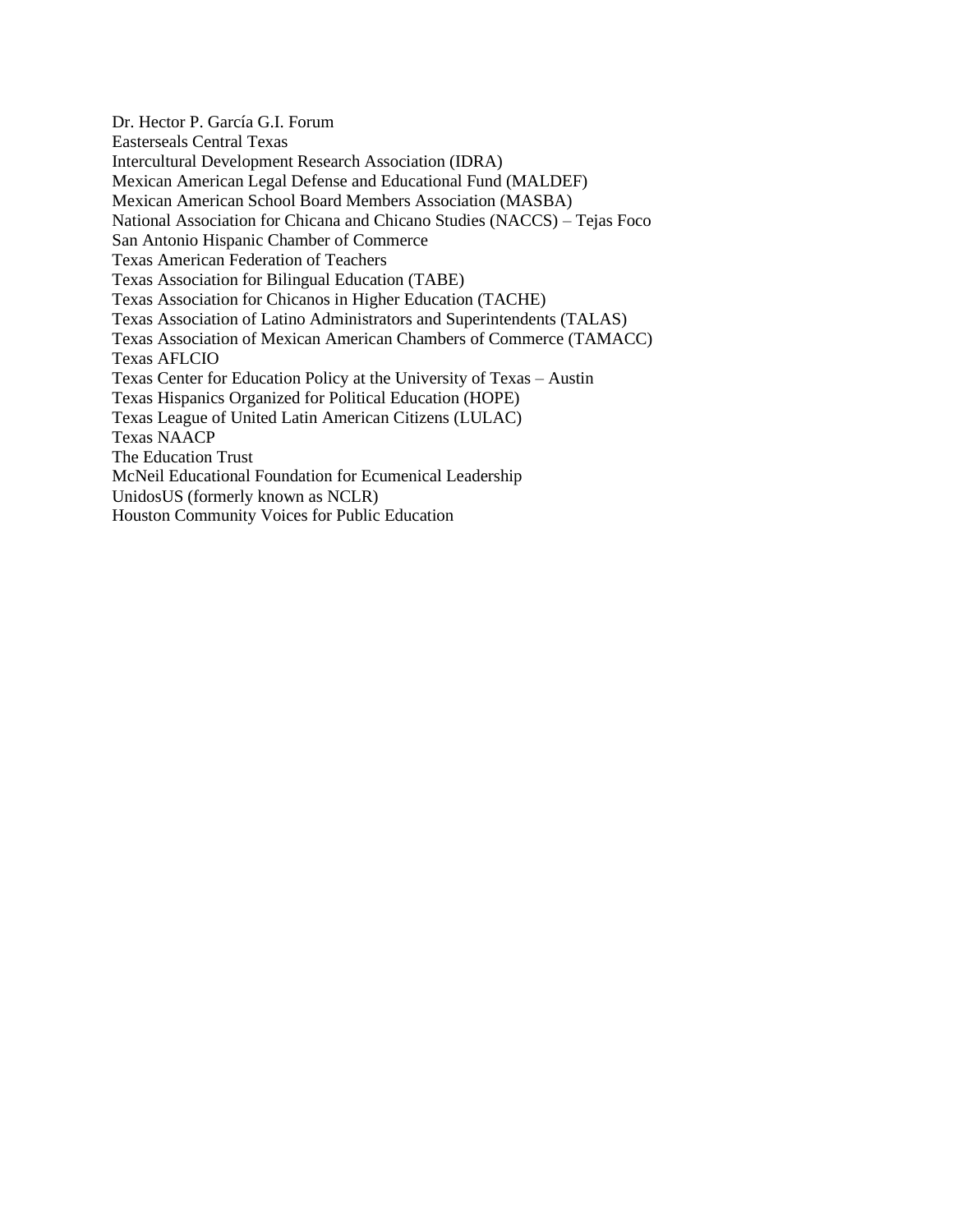Dr. Hector P. García G.I. Forum
Easterseals Central Texas
Intercultural Development Research Association (IDRA)
Mexican American Legal Defense and Educational Fund (MALDEF)
Mexican American School Board Members Association (MASBA)
National Association for Chicana and Chicano Studies (NACCS) – Tejas Foco
San Antonio Hispanic Chamber of Commerce
Texas American Federation of Teachers
Texas Association for Bilingual Education (TABE)
Texas Association for Chicanos in Higher Education (TACHE)
Texas Association of Latino Administrators and Superintendents (TALAS)
Texas Association of Mexican American Chambers of Commerce (TAMACC)
Texas AFLCIO
Texas Center for Education Policy at the University of Texas – Austin
Texas Hispanics Organized for Political Education (HOPE)
Texas League of United Latin American Citizens (LULAC)
Texas NAACP
The Education Trust
McNeil Educational Foundation for Ecumenical Leadership
UnidosUS (formerly known as NCLR)
Houston Community Voices for Public Education